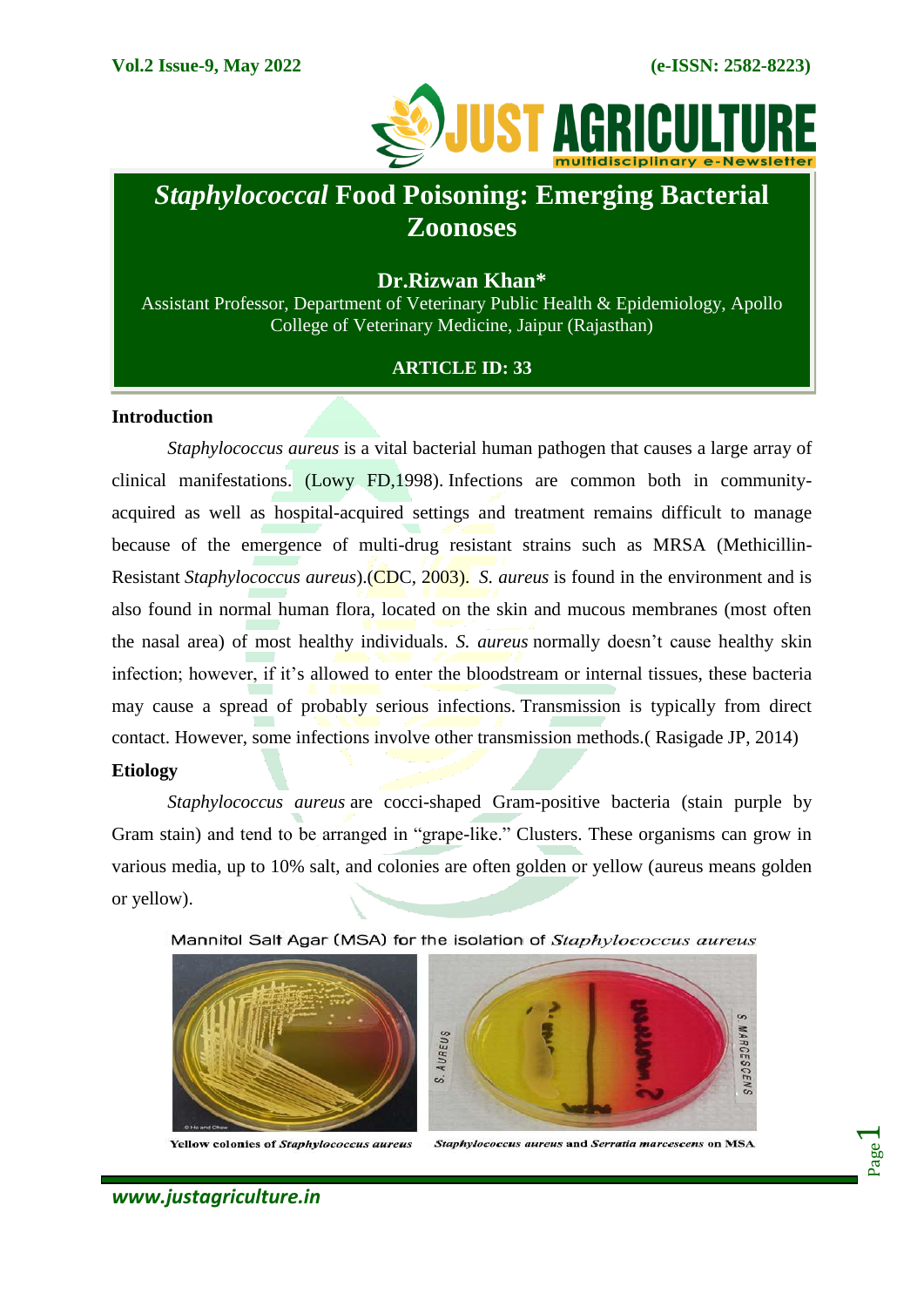# *Staphylococcal* Food Poisoning: Emerging Bacterial Zoonoses

**Dr.Rizwan Khan***

Assistant Professor, Department of Veterinary Public Health & Epidemiology, Apollo College of Veterinary Medicine, Jaipur (Rajasthan)

**ARTICLE ID: 33**

## Introduction

*Staphylococcus aureus* is a vital bacterial human pathogen that causes a large array of clinical manifestations. (Lowy FD,1998). Infections are common both in community-acquired as well as hospital-acquired settings and treatment remains difficult to manage because of the emergence of multi-drug resistant strains such as MRSA (Methicillin-Resistant *Staphylococcus aureus*).(CDC, 2003). *S. aureus* is found in the environment and is also found in normal human flora, located on the skin and mucous membranes (most often the nasal area) of most healthy individuals. *S. aureus* normally doesn't cause healthy skin infection; however, if it's allowed to enter the bloodstream or internal tissues, these bacteria may cause a spread of probably serious infections. Transmission is typically from direct contact. However, some infections involve other transmission methods.( Rasigade JP, 2014)

## Etiology

*Staphylococcus aureus* are cocci-shaped Gram-positive bacteria (stain purple by Gram stain) and tend to be arranged in "grape-like." Clusters. These organisms can grow in various media, up to 10% salt, and colonies are often golden or yellow (aureus means golden or yellow).

Mannitol Salt Agar (MSA) for the isolation of *Staphylococcus aureus*

Yellow colonies of *Staphylococcus aureus*

*Staphylococcus aureus* and *Serratia marcescens* on MSA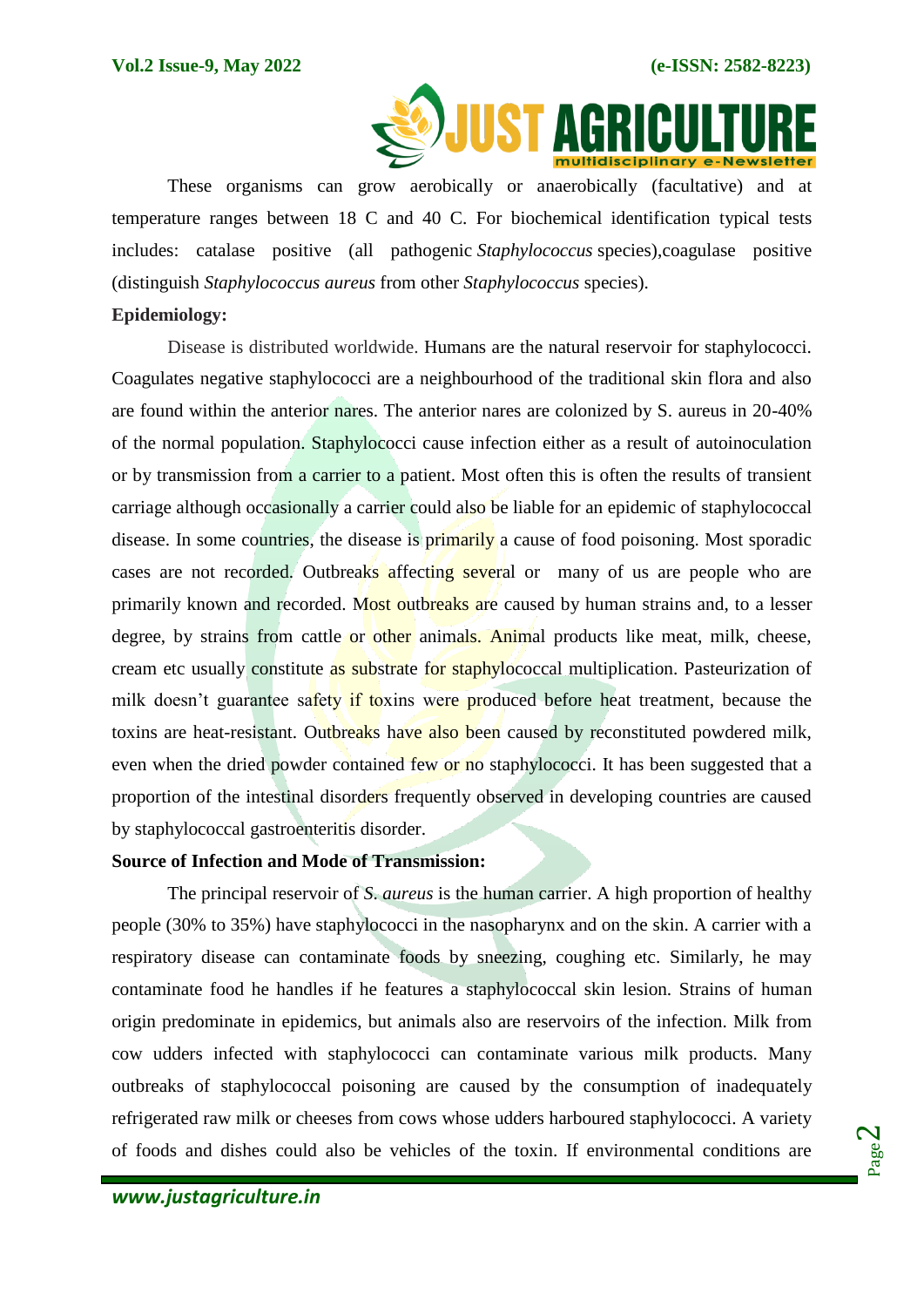These organisms can grow aerobically or anaerobically (facultative) and at temperature ranges between 18 C and 40 C. For biochemical identification typical tests includes: catalase positive (all pathogenic *Staphylococcus* species),coagulase positive (distinguish *Staphylococcus aureus* from other *Staphylococcus* species).

**Epidemiology:**

Disease is distributed worldwide. Humans are the natural reservoir for staphylococci. Coagulates negative staphylococci are a neighbourhood of the traditional skin flora and also are found within the anterior nares. The anterior nares are colonized by S. aureus in 20-40% of the normal population. Staphylococci cause infection either as a result of autoinoculation or by transmission from a carrier to a patient. Most often this is often the results of transient carriage although occasionally a carrier could also be liable for an epidemic of staphylococcal disease. In some countries, the disease is primarily a cause of food poisoning. Most sporadic cases are not recorded. Outbreaks affecting several or many of us are people who are primarily known and recorded. Most outbreaks are caused by human strains and, to a lesser degree, by strains from cattle or other animals. Animal products like meat, milk, cheese, cream etc usually constitute as substrate for staphylococcal multiplication. Pasteurization of milk doesn't guarantee safety if toxins were produced before heat treatment, because the toxins are heat-resistant. Outbreaks have also been caused by reconstituted powdered milk, even when the dried powder contained few or no staphylococci. It has been suggested that a proportion of the intestinal disorders frequently observed in developing countries are caused by staphylococcal gastroenteritis disorder.

**Source of Infection and Mode of Transmission:**

The principal reservoir of *S. aureus* is the human carrier. A high proportion of healthy people (30% to 35%) have staphylococci in the nasopharynx and on the skin. A carrier with a respiratory disease can contaminate foods by sneezing, coughing etc. Similarly, he may contaminate food he handles if he features a staphylococcal skin lesion. Strains of human origin predominate in epidemics, but animals also are reservoirs of the infection. Milk from cow udders infected with staphylococci can contaminate various milk products. Many outbreaks of staphylococcal poisoning are caused by the consumption of inadequately refrigerated raw milk or cheeses from cows whose udders harboured staphylococci. A variety of foods and dishes could also be vehicles of the toxin. If environmental conditions are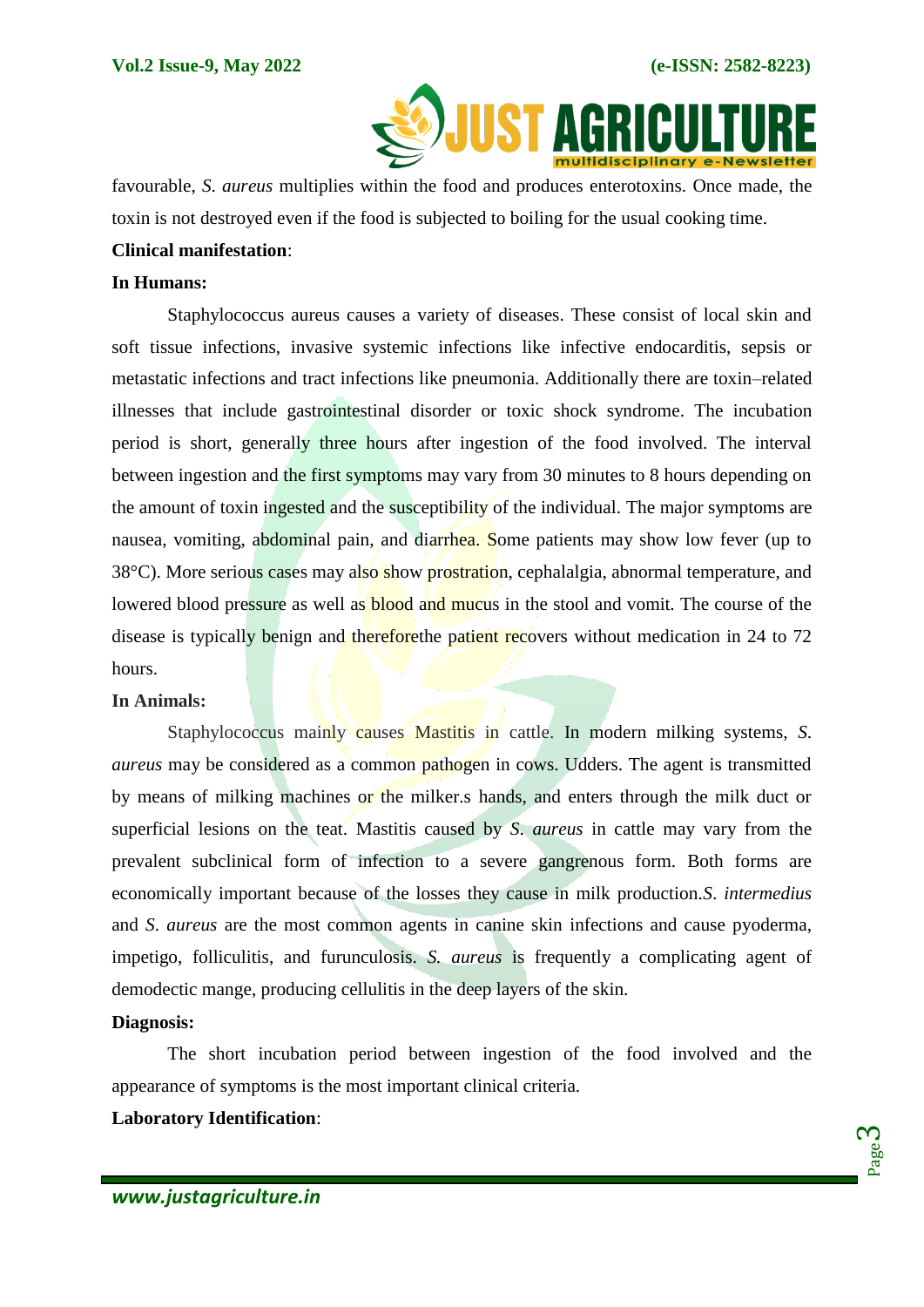favourable, *S. aureus* multiplies within the food and produces enterotoxins. Once made, the toxin is not destroyed even if the food is subjected to boiling for the usual cooking time.

**Clinical manifestation**:

**In Humans:**

Staphylococcus aureus causes a variety of diseases. These consist of local skin and soft tissue infections, invasive systemic infections like infective endocarditis, sepsis or metastatic infections and tract infections like pneumonia. Additionally there are toxin–related illnesses that include gastrointestinal disorder or toxic shock syndrome. The incubation period is short, generally three hours after ingestion of the food involved. The interval between ingestion and the first symptoms may vary from 30 minutes to 8 hours depending on the amount of toxin ingested and the susceptibility of the individual. The major symptoms are nausea, vomiting, abdominal pain, and diarrhea. Some patients may show low fever (up to 38°C). More serious cases may also show prostration, cephalalgia, abnormal temperature, and lowered blood pressure as well as blood and mucus in the stool and vomit. The course of the disease is typically benign and thereforethe patient recovers without medication in 24 to 72 hours.

**In Animals:**

Staphylococcus mainly causes Mastitis in cattle. In modern milking systems, *S. aureus* may be considered as a common pathogen in cows. Udders. The agent is transmitted by means of milking machines or the milker.s hands, and enters through the milk duct or superficial lesions on the teat. Mastitis caused by *S. aureus* in cattle may vary from the prevalent subclinical form of infection to a severe gangrenous form. Both forms are economically important because of the losses they cause in milk production.*S. intermedius* and *S. aureus* are the most common agents in canine skin infections and cause pyoderma, impetigo, folliculitis, and furunculosis. *S. aureus* is frequently a complicating agent of demodectic mange, producing cellulitis in the deep layers of the skin.

**Diagnosis:**

The short incubation period between ingestion of the food involved and the appearance of symptoms is the most important clinical criteria.

**Laboratory Identification**: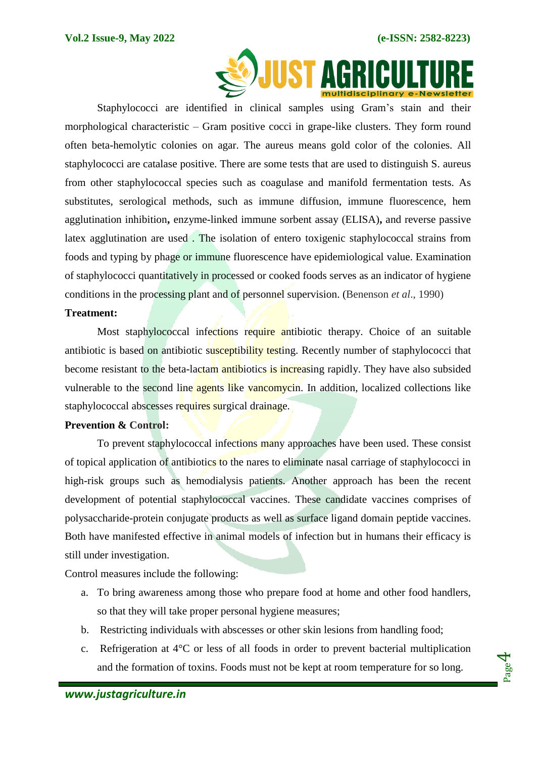Staphylococci are identified in clinical samples using Gram's stain and their morphological characteristic – Gram positive cocci in grape-like clusters. They form round often beta-hemolytic colonies on agar. The aureus means gold color of the colonies. All staphylococci are catalase positive. There are some tests that are used to distinguish S. aureus from other staphylococcal species such as coagulase and manifold fermentation tests. As substitutes, serological methods, such as immune diffusion, immune fluorescence, hem agglutination inhibition**,** enzyme-linked immune sorbent assay (ELISA)**,** and reverse passive latex agglutination are used . The isolation of entero toxigenic staphylococcal strains from foods and typing by phage or immune fluorescence have epidemiological value. Examination of staphylococci quantitatively in processed or cooked foods serves as an indicator of hygiene conditions in the processing plant and of personnel supervision. (Benenson *et al*., 1990)

**Treatment:**

Most staphylococcal infections require antibiotic therapy. Choice of an suitable antibiotic is based on antibiotic susceptibility testing. Recently number of staphylococci that become resistant to the beta-lactam antibiotics is increasing rapidly. They have also subsided vulnerable to the second line agents like vancomycin. In addition, localized collections like staphylococcal abscesses requires surgical drainage.

**Prevention & Control:**

To prevent staphylococcal infections many approaches have been used. These consist of topical application of antibiotics to the nares to eliminate nasal carriage of staphylococci in high-risk groups such as hemodialysis patients. Another approach has been the recent development of potential staphylococcal vaccines. These candidate vaccines comprises of polysaccharide-protein conjugate products as well as surface ligand domain peptide vaccines. Both have manifested effective in animal models of infection but in humans their efficacy is still under investigation.

Control measures include the following:

a. To bring awareness among those who prepare food at home and other food handlers, so that they will take proper personal hygiene measures;
b. Restricting individuals with abscesses or other skin lesions from handling food;
c. Refrigeration at 4°C or less of all foods in order to prevent bacterial multiplication and the formation of toxins. Foods must not be kept at room temperature for so long.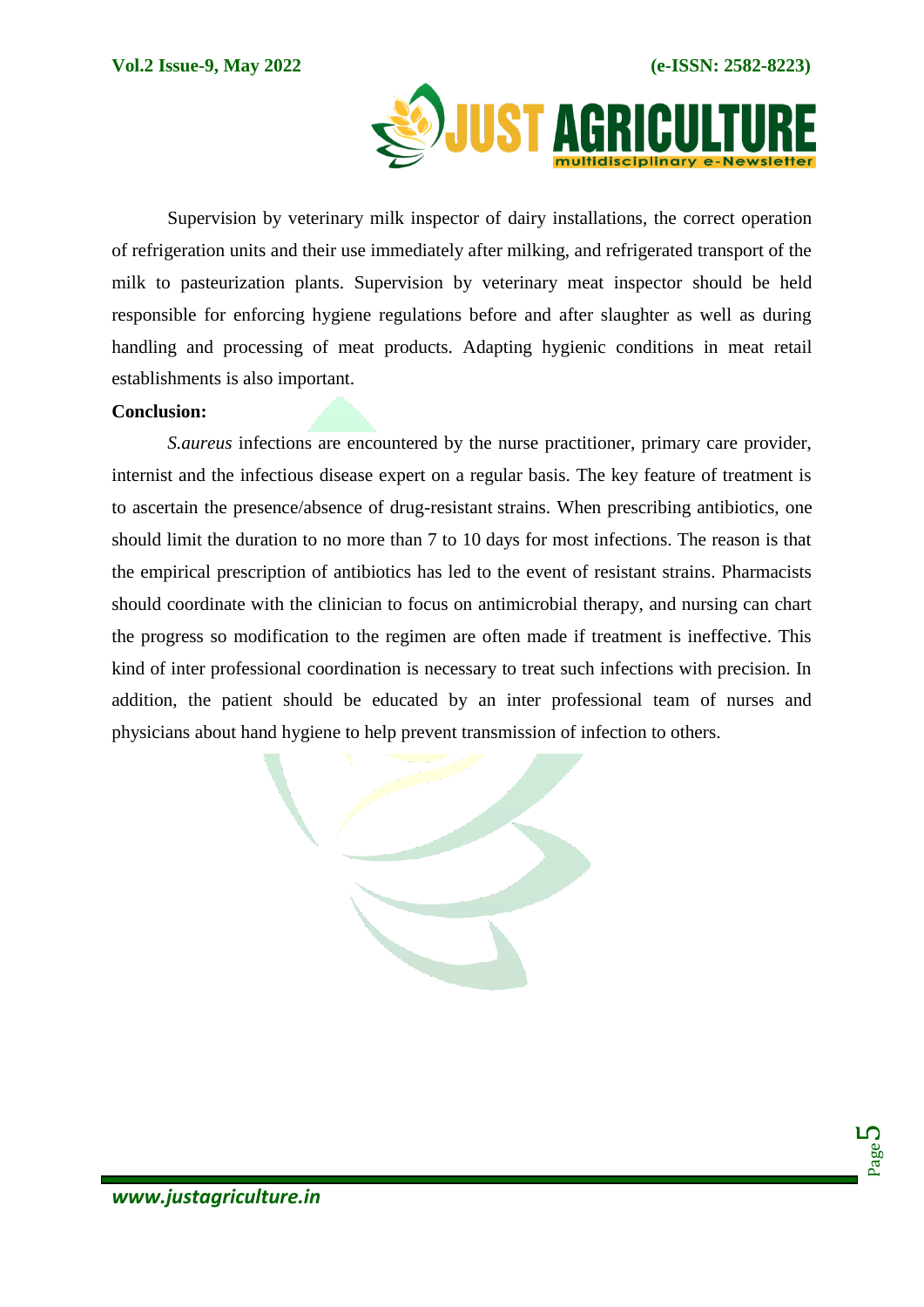Supervision by veterinary milk inspector of dairy installations, the correct operation of refrigeration units and their use immediately after milking, and refrigerated transport of the milk to pasteurization plants. Supervision by veterinary meat inspector should be held responsible for enforcing hygiene regulations before and after slaughter as well as during handling and processing of meat products. Adapting hygienic conditions in meat retail establishments is also important.

**Conclusion:**

*S.aureus* infections are encountered by the nurse practitioner, primary care provider, internist and the infectious disease expert on a regular basis. The key feature of treatment is to ascertain the presence/absence of drug-resistant strains. When prescribing antibiotics, one should limit the duration to no more than 7 to 10 days for most infections. The reason is that the empirical prescription of antibiotics has led to the event of resistant strains. Pharmacists should coordinate with the clinician to focus on antimicrobial therapy, and nursing can chart the progress so modification to the regimen are often made if treatment is ineffective. This kind of inter professional coordination is necessary to treat such infections with precision. In addition, the patient should be educated by an inter professional team of nurses and physicians about hand hygiene to help prevent transmission of infection to others.